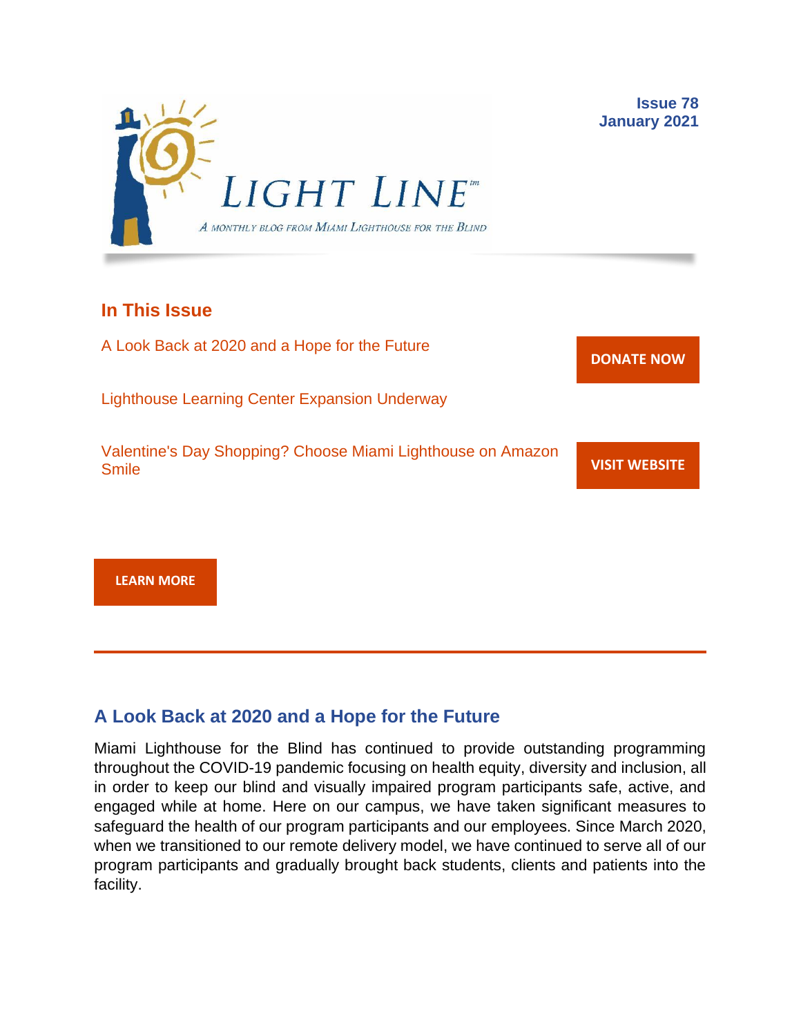# LIGHT LINE™

*A monthly blog from Miami Lighthouse for the Blind*

**Issue 78**
**January 2021**

## In This Issue

A Look Back at 2020 and a Hope for the Future

Lighthouse Learning Center Expansion Underway

Valentine's Day Shopping? Choose Miami Lighthouse on Amazon Smile

**DONATE NOW**

**VISIT WEBSITE**

**LEARN MORE**

---

## A Look Back at 2020 and a Hope for the Future

Miami Lighthouse for the Blind has continued to provide outstanding programming throughout the COVID-19 pandemic focusing on health equity, diversity and inclusion, all in order to keep our blind and visually impaired program participants safe, active, and engaged while at home. Here on our campus, we have taken significant measures to safeguard the health of our program participants and our employees. Since March 2020, when we transitioned to our remote delivery model, we have continued to serve all of our program participants and gradually brought back students, clients and patients into the facility.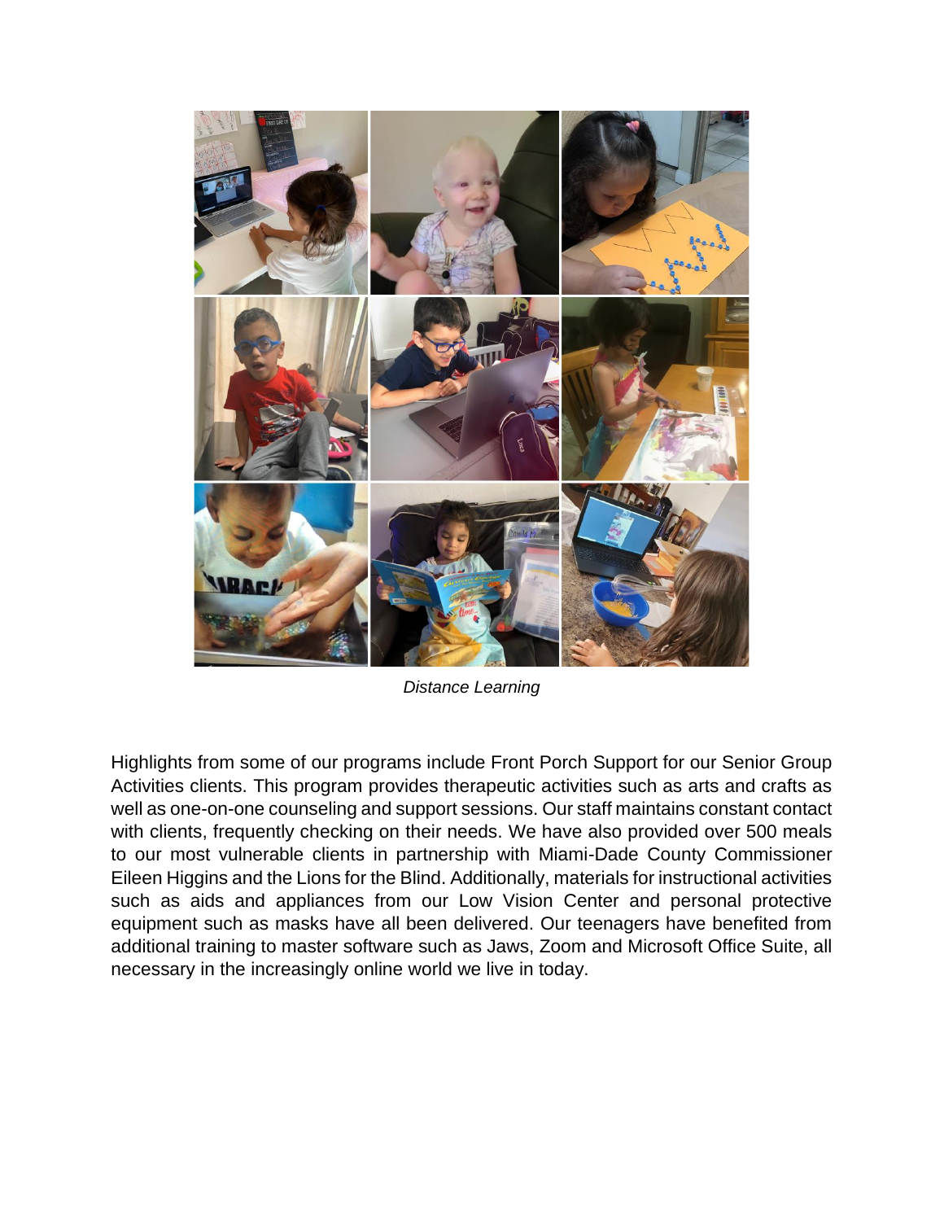*Distance Learning*

Highlights from some of our programs include Front Porch Support for our Senior Group Activities clients. This program provides therapeutic activities such as arts and crafts as well as one-on-one counseling and support sessions. Our staff maintains constant contact with clients, frequently checking on their needs. We have also provided over 500 meals to our most vulnerable clients in partnership with Miami-Dade County Commissioner Eileen Higgins and the Lions for the Blind. Additionally, materials for instructional activities such as aids and appliances from our Low Vision Center and personal protective equipment such as masks have all been delivered. Our teenagers have benefited from additional training to master software such as Jaws, Zoom and Microsoft Office Suite, all necessary in the increasingly online world we live in today.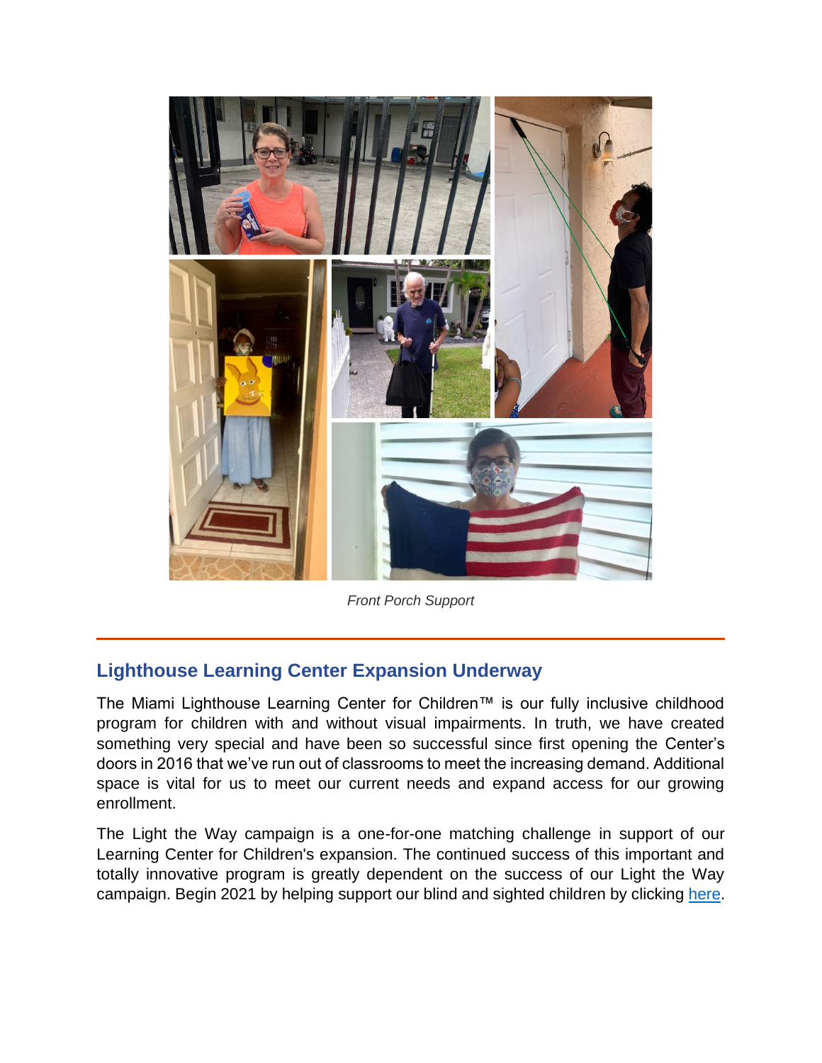*Front Porch Support*

---

## Lighthouse Learning Center Expansion Underway

The Miami Lighthouse Learning Center for Children™ is our fully inclusive childhood program for children with and without visual impairments. In truth, we have created something very special and have been so successful since first opening the Center's doors in 2016 that we've run out of classrooms to meet the increasing demand. Additional space is vital for us to meet our current needs and expand access for our growing enrollment.

The Light the Way campaign is a one-for-one matching challenge in support of our Learning Center for Children's expansion. The continued success of this important and totally innovative program is greatly dependent on the success of our Light the Way campaign. Begin 2021 by helping support our blind and sighted children by clicking here.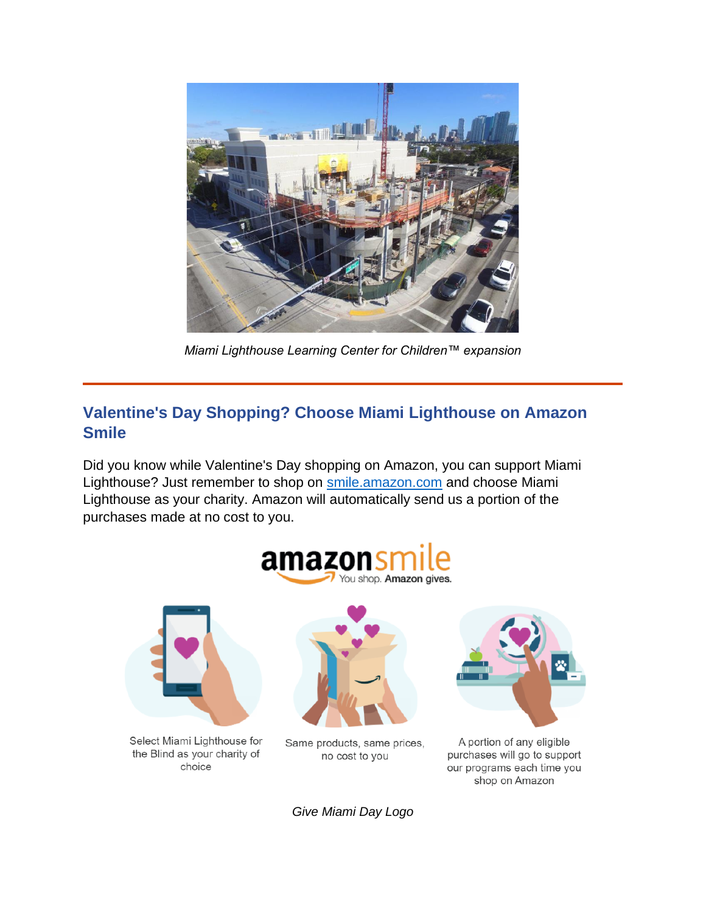*Miami Lighthouse Learning Center for Children™ expansion*

---

## Valentine's Day Shopping? Choose Miami Lighthouse on Amazon Smile

Did you know while Valentine's Day shopping on Amazon, you can support Miami Lighthouse? Just remember to shop on [smile.amazon.com](smile.amazon.com) and choose Miami Lighthouse as your charity. Amazon will automatically send us a portion of the purchases made at no cost to you.

amazonsmile
You shop. Amazon gives.

Select Miami Lighthouse for the Blind as your charity of choice

Same products, same prices, no cost to you

A portion of any eligible purchases will go to support our programs each time you shop on Amazon

*Give Miami Day Logo*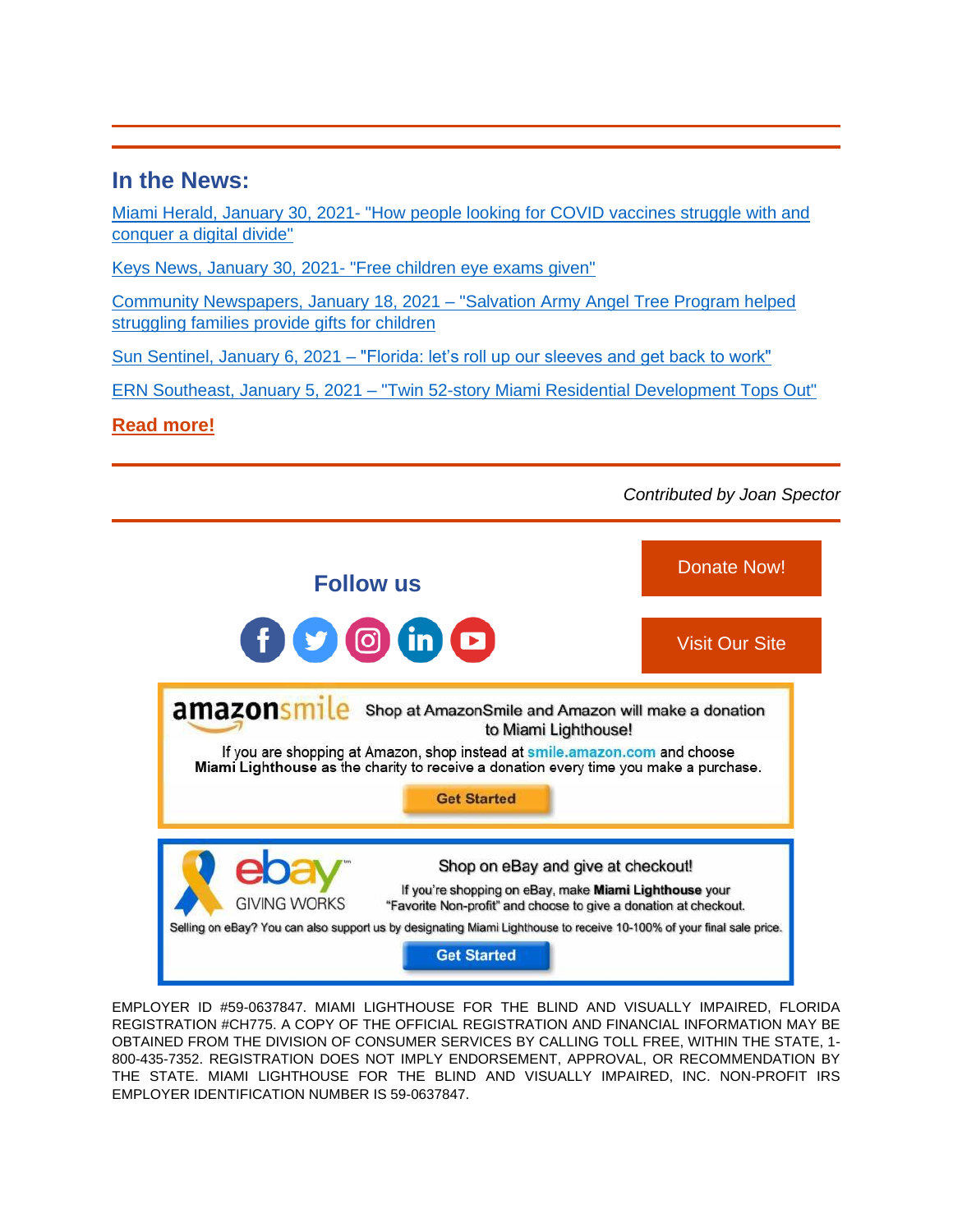## In the News:

Miami Herald, January 30, 2021- "How people looking for COVID vaccines struggle with and conquer a digital divide"

Keys News, January 30, 2021- "Free children eye exams given"

Community Newspapers, January 18, 2021 – "Salvation Army Angel Tree Program helped struggling families provide gifts for children

Sun Sentinel, January 6, 2021 – "Florida: let's roll up our sleeves and get back to work"

ERN Southeast, January 5, 2021 – "Twin 52-story Miami Residential Development Tops Out"

**Read more!**

*Contributed by Joan Spector*

### Follow us

Donate Now!

Visit Our Site

amazonsmile Shop at AmazonSmile and Amazon will make a donation to Miami Lighthouse!

If you are shopping at Amazon, shop instead at smile.amazon.com and choose **Miami Lighthouse** as the charity to receive a donation every time you make a purchase.

Get Started

ebay GIVING WORKS

Shop on eBay and give at checkout!

If you're shopping on eBay, make **Miami Lighthouse** your "Favorite Non-profit" and choose to give a donation at checkout.

Selling on eBay? You can also support us by designating Miami Lighthouse to receive 10-100% of your final sale price.

Get Started

EMPLOYER ID #59-0637847. MIAMI LIGHTHOUSE FOR THE BLIND AND VISUALLY IMPAIRED, FLORIDA REGISTRATION #CH775. A COPY OF THE OFFICIAL REGISTRATION AND FINANCIAL INFORMATION MAY BE OBTAINED FROM THE DIVISION OF CONSUMER SERVICES BY CALLING TOLL FREE, WITHIN THE STATE, 1-800-435-7352. REGISTRATION DOES NOT IMPLY ENDORSEMENT, APPROVAL, OR RECOMMENDATION BY THE STATE. MIAMI LIGHTHOUSE FOR THE BLIND AND VISUALLY IMPAIRED, INC. NON-PROFIT IRS EMPLOYER IDENTIFICATION NUMBER IS 59-0637847.